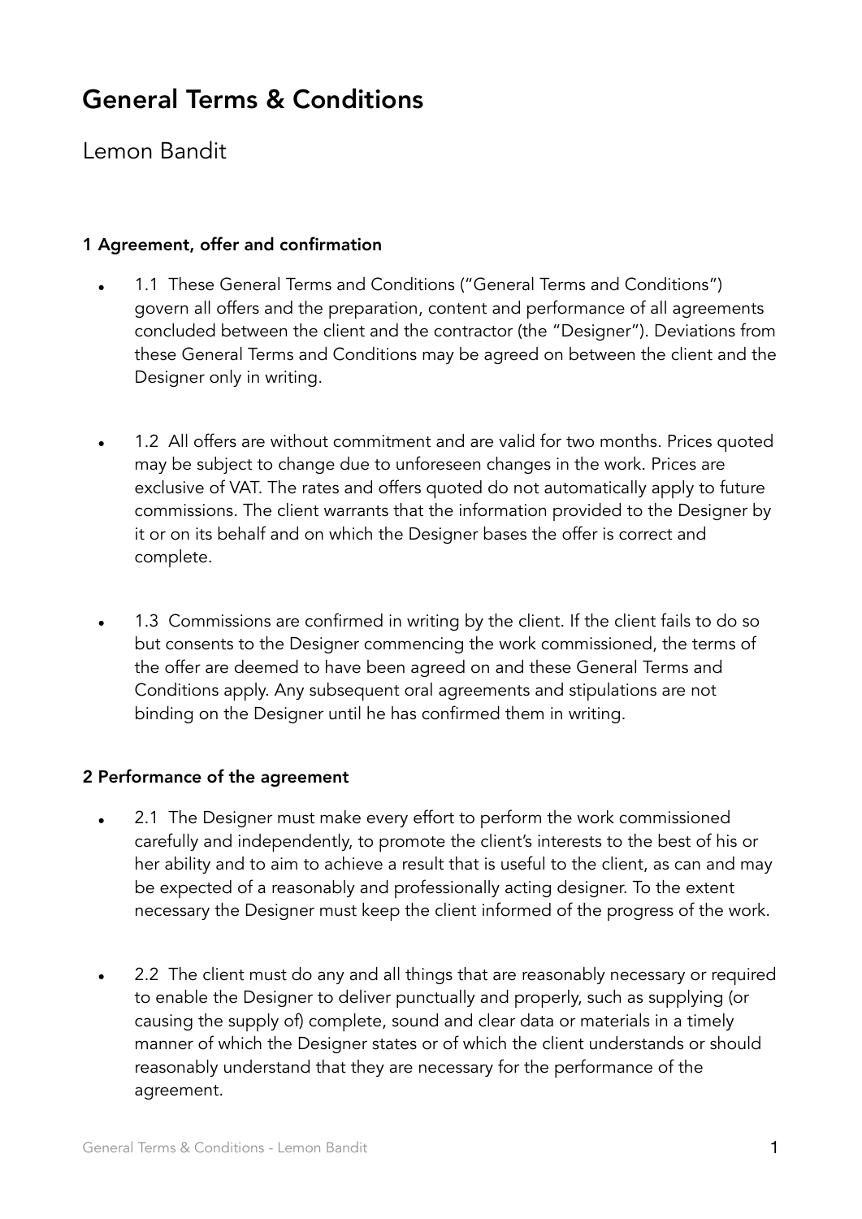# General Terms & Conditions

Lemon Bandit

### 1 Agreement, offer and confirmation

- 1.1 These General Terms and Conditions ("General Terms and Conditions") govern all offers and the preparation, content and performance of all agreements concluded between the client and the contractor (the "Designer"). Deviations from these General Terms and Conditions may be agreed on between the client and the Designer only in writing.

- 1.2 All offers are without commitment and are valid for two months. Prices quoted may be subject to change due to unforeseen changes in the work. Prices are exclusive of VAT. The rates and offers quoted do not automatically apply to future commissions. The client warrants that the information provided to the Designer by it or on its behalf and on which the Designer bases the offer is correct and complete.

- 1.3 Commissions are confirmed in writing by the client. If the client fails to do so but consents to the Designer commencing the work commissioned, the terms of the offer are deemed to have been agreed on and these General Terms and Conditions apply. Any subsequent oral agreements and stipulations are not binding on the Designer until he has confirmed them in writing.

### 2 Performance of the agreement

- 2.1 The Designer must make every effort to perform the work commissioned carefully and independently, to promote the client's interests to the best of his or her ability and to aim to achieve a result that is useful to the client, as can and may be expected of a reasonably and professionally acting designer. To the extent necessary the Designer must keep the client informed of the progress of the work.

- 2.2 The client must do any and all things that are reasonably necessary or required to enable the Designer to deliver punctually and properly, such as supplying (or causing the supply of) complete, sound and clear data or materials in a timely manner of which the Designer states or of which the client understands or should reasonably understand that they are necessary for the performance of the agreement.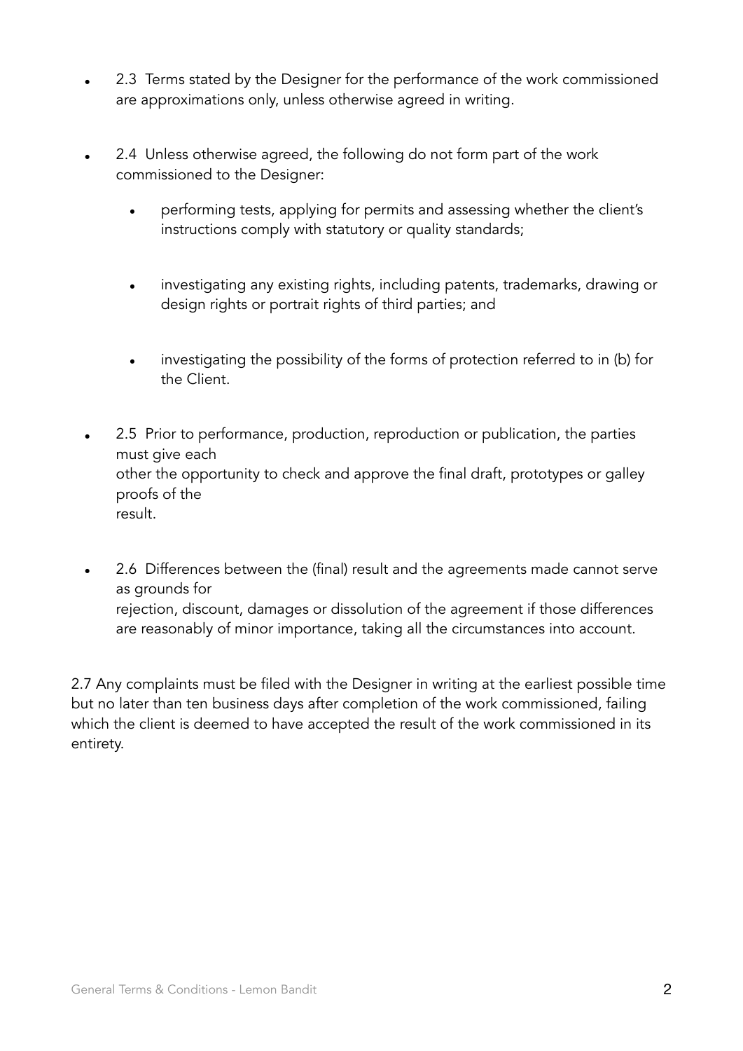- 2.3 Terms stated by the Designer for the performance of the work commissioned are approximations only, unless otherwise agreed in writing.

- 2.4 Unless otherwise agreed, the following do not form part of the work commissioned to the Designer:

  - performing tests, applying for permits and assessing whether the client's instructions comply with statutory or quality standards;

  - investigating any existing rights, including patents, trademarks, drawing or design rights or portrait rights of third parties; and

  - investigating the possibility of the forms of protection referred to in (b) for the Client.

- 2.5 Prior to performance, production, reproduction or publication, the parties must give each other the opportunity to check and approve the final draft, prototypes or galley proofs of the result.

- 2.6 Differences between the (final) result and the agreements made cannot serve as grounds for rejection, discount, damages or dissolution of the agreement if those differences are reasonably of minor importance, taking all the circumstances into account.

2.7 Any complaints must be filed with the Designer in writing at the earliest possible time but no later than ten business days after completion of the work commissioned, failing which the client is deemed to have accepted the result of the work commissioned in its entirety.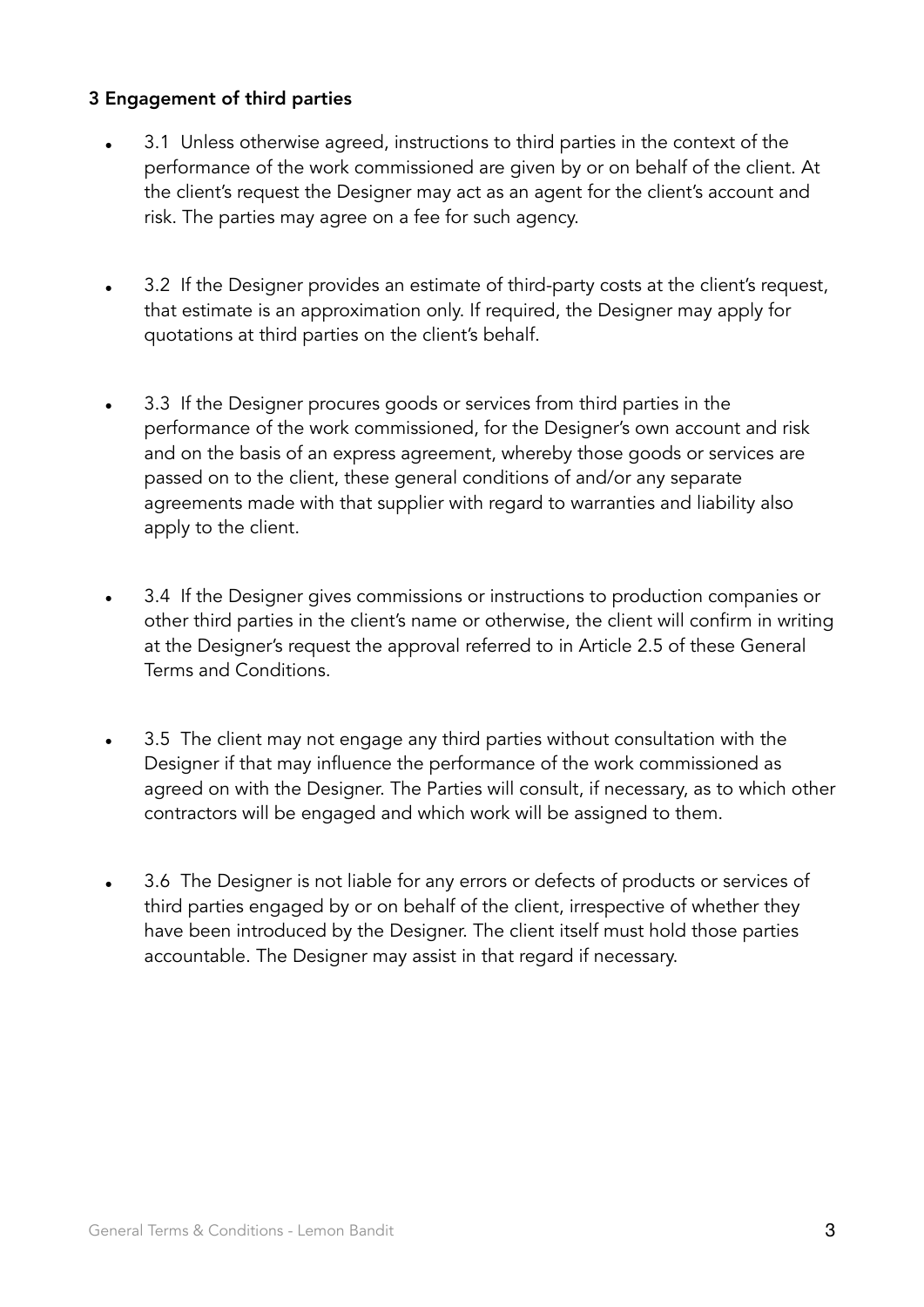### 3 Engagement of third parties

- 3.1 Unless otherwise agreed, instructions to third parties in the context of the performance of the work commissioned are given by or on behalf of the client. At the client's request the Designer may act as an agent for the client's account and risk. The parties may agree on a fee for such agency.

- 3.2 If the Designer provides an estimate of third-party costs at the client's request, that estimate is an approximation only. If required, the Designer may apply for quotations at third parties on the client's behalf.

- 3.3 If the Designer procures goods or services from third parties in the performance of the work commissioned, for the Designer's own account and risk and on the basis of an express agreement, whereby those goods or services are passed on to the client, these general conditions of and/or any separate agreements made with that supplier with regard to warranties and liability also apply to the client.

- 3.4 If the Designer gives commissions or instructions to production companies or other third parties in the client's name or otherwise, the client will confirm in writing at the Designer's request the approval referred to in Article 2.5 of these General Terms and Conditions.

- 3.5 The client may not engage any third parties without consultation with the Designer if that may influence the performance of the work commissioned as agreed on with the Designer. The Parties will consult, if necessary, as to which other contractors will be engaged and which work will be assigned to them.

- 3.6 The Designer is not liable for any errors or defects of products or services of third parties engaged by or on behalf of the client, irrespective of whether they have been introduced by the Designer. The client itself must hold those parties accountable. The Designer may assist in that regard if necessary.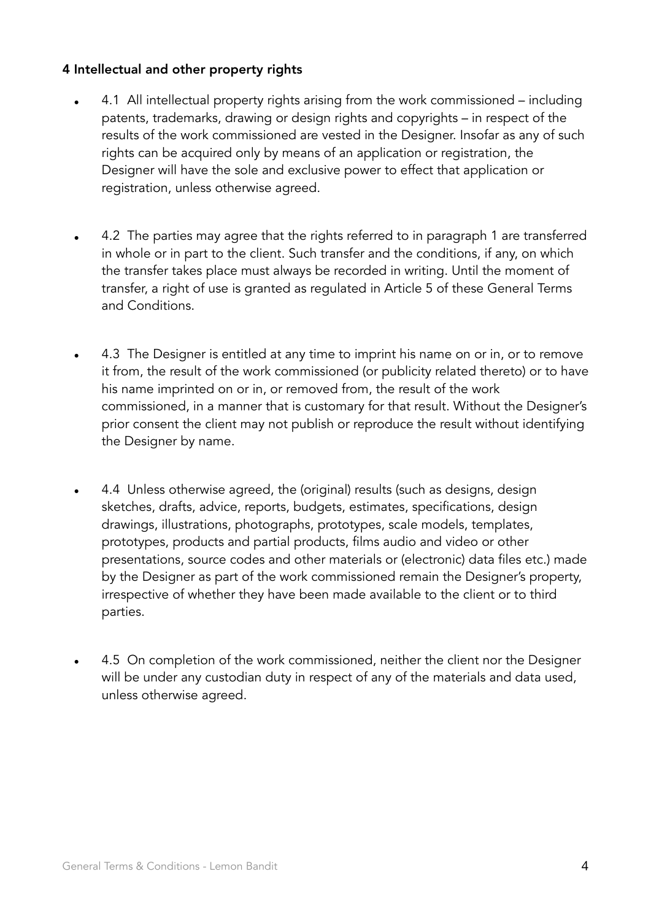## 4 Intellectual and other property rights

- 4.1 All intellectual property rights arising from the work commissioned – including patents, trademarks, drawing or design rights and copyrights – in respect of the results of the work commissioned are vested in the Designer. Insofar as any of such rights can be acquired only by means of an application or registration, the Designer will have the sole and exclusive power to effect that application or registration, unless otherwise agreed.

- 4.2 The parties may agree that the rights referred to in paragraph 1 are transferred in whole or in part to the client. Such transfer and the conditions, if any, on which the transfer takes place must always be recorded in writing. Until the moment of transfer, a right of use is granted as regulated in Article 5 of these General Terms and Conditions.

- 4.3 The Designer is entitled at any time to imprint his name on or in, or to remove it from, the result of the work commissioned (or publicity related thereto) or to have his name imprinted on or in, or removed from, the result of the work commissioned, in a manner that is customary for that result. Without the Designer's prior consent the client may not publish or reproduce the result without identifying the Designer by name.

- 4.4 Unless otherwise agreed, the (original) results (such as designs, design sketches, drafts, advice, reports, budgets, estimates, specifications, design drawings, illustrations, photographs, prototypes, scale models, templates, prototypes, products and partial products, films audio and video or other presentations, source codes and other materials or (electronic) data files etc.) made by the Designer as part of the work commissioned remain the Designer's property, irrespective of whether they have been made available to the client or to third parties.

- 4.5 On completion of the work commissioned, neither the client nor the Designer will be under any custodian duty in respect of any of the materials and data used, unless otherwise agreed.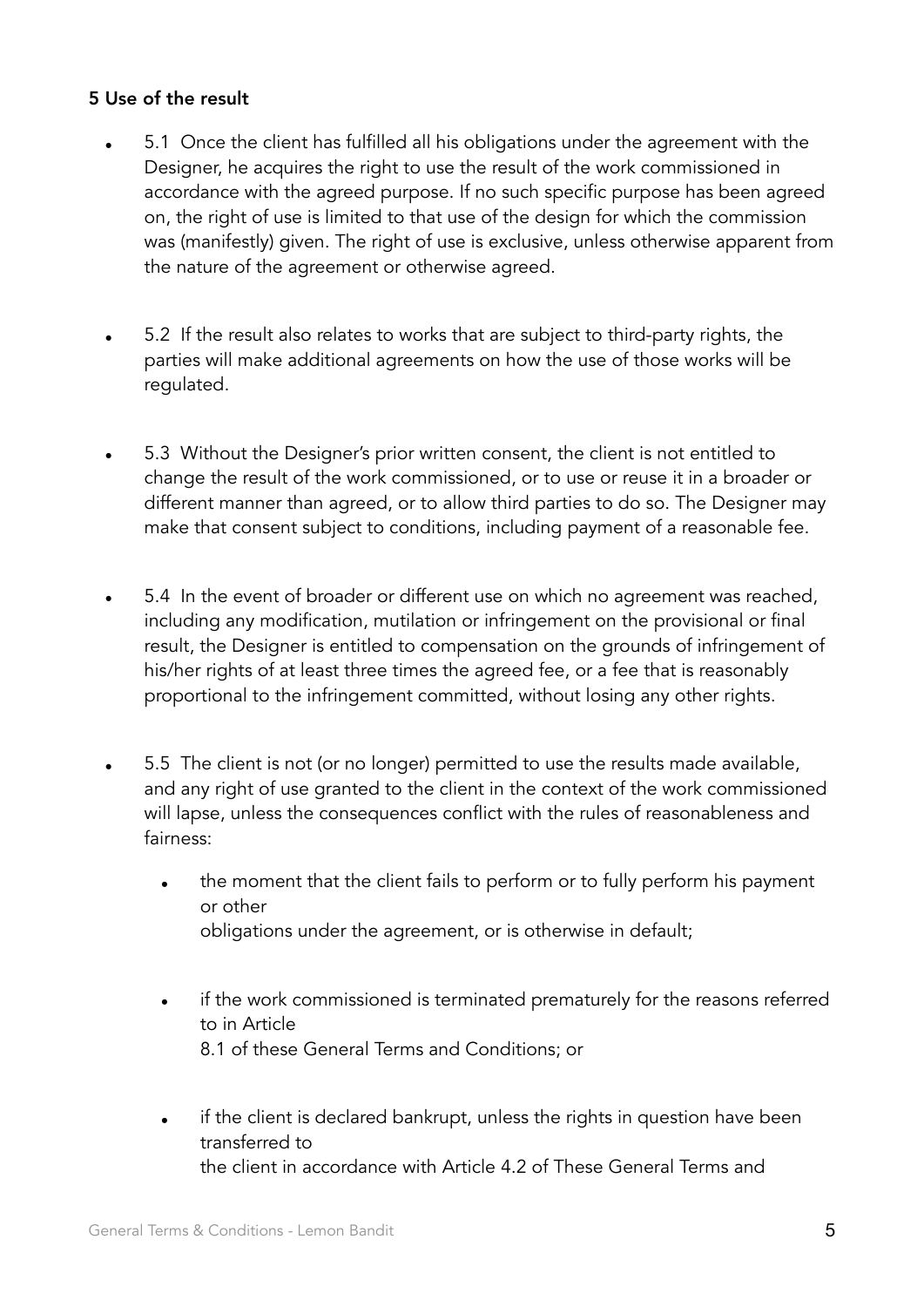## 5 Use of the result

- 5.1 Once the client has fulfilled all his obligations under the agreement with the Designer, he acquires the right to use the result of the work commissioned in accordance with the agreed purpose. If no such specific purpose has been agreed on, the right of use is limited to that use of the design for which the commission was (manifestly) given. The right of use is exclusive, unless otherwise apparent from the nature of the agreement or otherwise agreed.

- 5.2 If the result also relates to works that are subject to third-party rights, the parties will make additional agreements on how the use of those works will be regulated.

- 5.3 Without the Designer's prior written consent, the client is not entitled to change the result of the work commissioned, or to use or reuse it in a broader or different manner than agreed, or to allow third parties to do so. The Designer may make that consent subject to conditions, including payment of a reasonable fee.

- 5.4 In the event of broader or different use on which no agreement was reached, including any modification, mutilation or infringement on the provisional or final result, the Designer is entitled to compensation on the grounds of infringement of his/her rights of at least three times the agreed fee, or a fee that is reasonably proportional to the infringement committed, without losing any other rights.

- 5.5 The client is not (or no longer) permitted to use the results made available, and any right of use granted to the client in the context of the work commissioned will lapse, unless the consequences conflict with the rules of reasonableness and fairness:

  - the moment that the client fails to perform or to fully perform his payment or other obligations under the agreement, or is otherwise in default;

  - if the work commissioned is terminated prematurely for the reasons referred to in Article 8.1 of these General Terms and Conditions; or

  - if the client is declared bankrupt, unless the rights in question have been transferred to the client in accordance with Article 4.2 of These General Terms and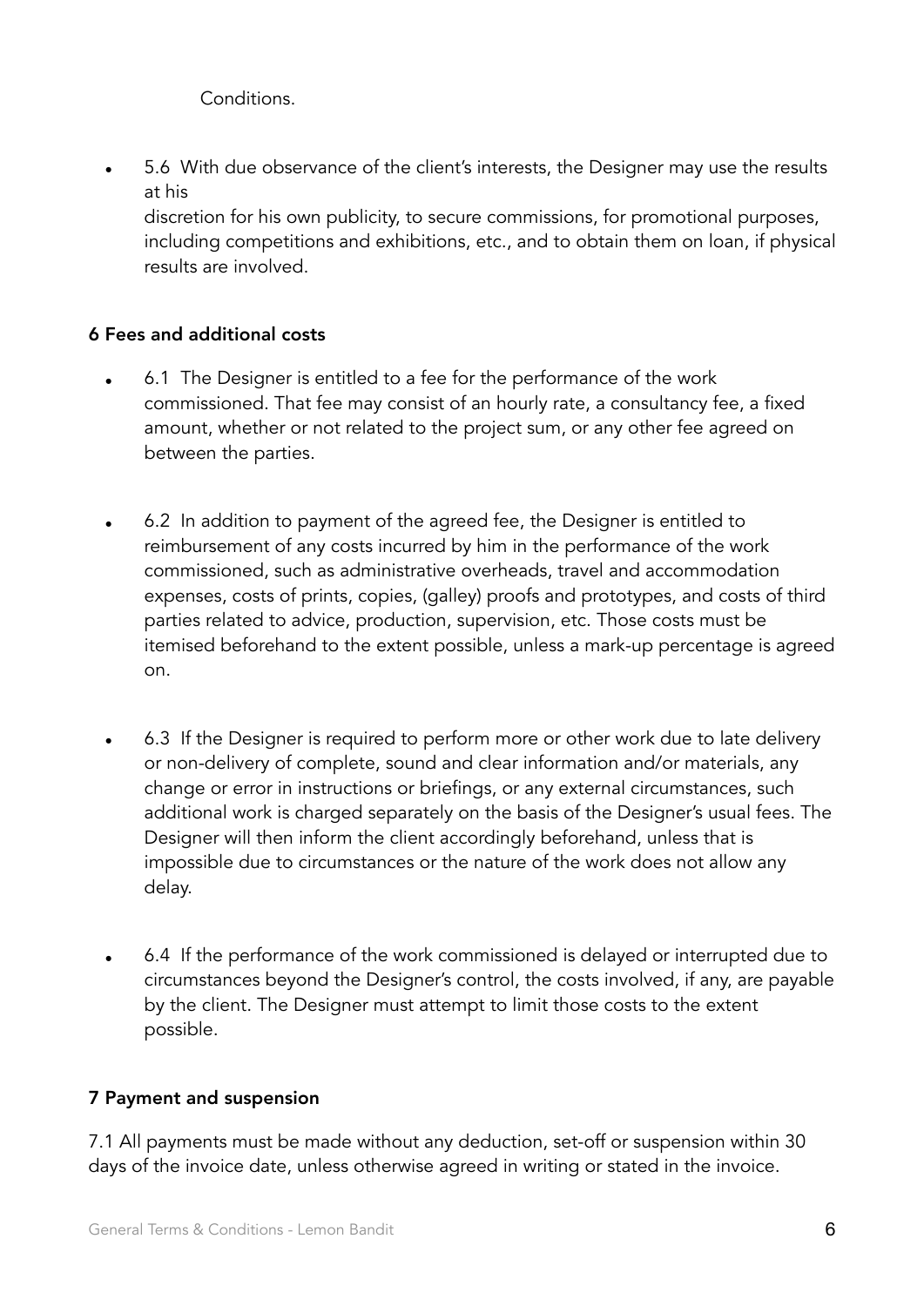Conditions.

- 5.6 With due observance of the client's interests, the Designer may use the results at his discretion for his own publicity, to secure commissions, for promotional purposes, including competitions and exhibitions, etc., and to obtain them on loan, if physical results are involved.

### 6 Fees and additional costs

- 6.1 The Designer is entitled to a fee for the performance of the work commissioned. That fee may consist of an hourly rate, a consultancy fee, a fixed amount, whether or not related to the project sum, or any other fee agreed on between the parties.

- 6.2 In addition to payment of the agreed fee, the Designer is entitled to reimbursement of any costs incurred by him in the performance of the work commissioned, such as administrative overheads, travel and accommodation expenses, costs of prints, copies, (galley) proofs and prototypes, and costs of third parties related to advice, production, supervision, etc. Those costs must be itemised beforehand to the extent possible, unless a mark-up percentage is agreed on.

- 6.3 If the Designer is required to perform more or other work due to late delivery or non-delivery of complete, sound and clear information and/or materials, any change or error in instructions or briefings, or any external circumstances, such additional work is charged separately on the basis of the Designer's usual fees. The Designer will then inform the client accordingly beforehand, unless that is impossible due to circumstances or the nature of the work does not allow any delay.

- 6.4 If the performance of the work commissioned is delayed or interrupted due to circumstances beyond the Designer's control, the costs involved, if any, are payable by the client. The Designer must attempt to limit those costs to the extent possible.

### 7 Payment and suspension

7.1 All payments must be made without any deduction, set-off or suspension within 30 days of the invoice date, unless otherwise agreed in writing or stated in the invoice.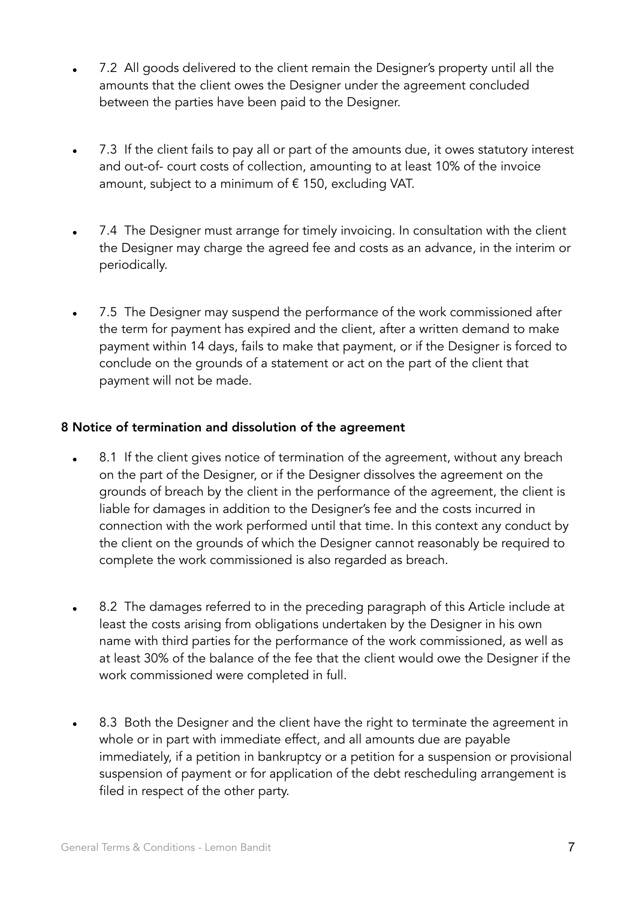- 7.2 All goods delivered to the client remain the Designer's property until all the amounts that the client owes the Designer under the agreement concluded between the parties have been paid to the Designer.

- 7.3 If the client fails to pay all or part of the amounts due, it owes statutory interest and out-of- court costs of collection, amounting to at least 10% of the invoice amount, subject to a minimum of € 150, excluding VAT.

- 7.4 The Designer must arrange for timely invoicing. In consultation with the client the Designer may charge the agreed fee and costs as an advance, in the interim or periodically.

- 7.5 The Designer may suspend the performance of the work commissioned after the term for payment has expired and the client, after a written demand to make payment within 14 days, fails to make that payment, or if the Designer is forced to conclude on the grounds of a statement or act on the part of the client that payment will not be made.

**8 Notice of termination and dissolution of the agreement**

- 8.1 If the client gives notice of termination of the agreement, without any breach on the part of the Designer, or if the Designer dissolves the agreement on the grounds of breach by the client in the performance of the agreement, the client is liable for damages in addition to the Designer's fee and the costs incurred in connection with the work performed until that time. In this context any conduct by the client on the grounds of which the Designer cannot reasonably be required to complete the work commissioned is also regarded as breach.

- 8.2 The damages referred to in the preceding paragraph of this Article include at least the costs arising from obligations undertaken by the Designer in his own name with third parties for the performance of the work commissioned, as well as at least 30% of the balance of the fee that the client would owe the Designer if the work commissioned were completed in full.

- 8.3 Both the Designer and the client have the right to terminate the agreement in whole or in part with immediate effect, and all amounts due are payable immediately, if a petition in bankruptcy or a petition for a suspension or provisional suspension of payment or for application of the debt rescheduling arrangement is filed in respect of the other party.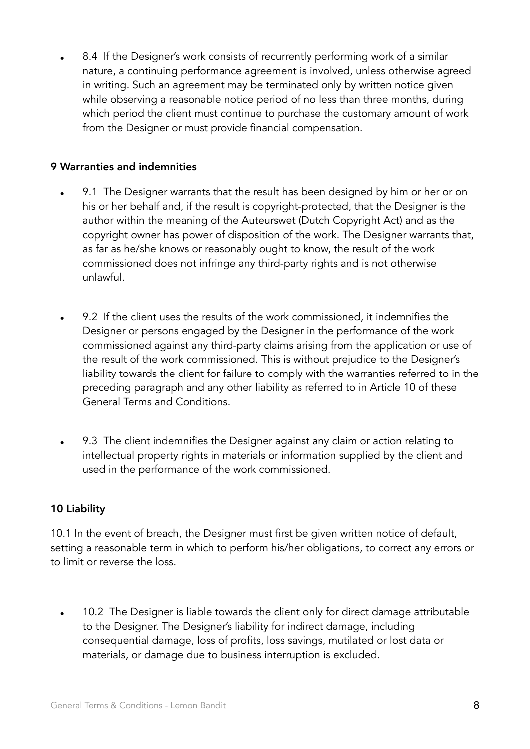- 8.4 If the Designer's work consists of recurrently performing work of a similar nature, a continuing performance agreement is involved, unless otherwise agreed in writing. Such an agreement may be terminated only by written notice given while observing a reasonable notice period of no less than three months, during which period the client must continue to purchase the customary amount of work from the Designer or must provide financial compensation.

**9 Warranties and indemnities**

- 9.1 The Designer warrants that the result has been designed by him or her or on his or her behalf and, if the result is copyright-protected, that the Designer is the author within the meaning of the Auteurswet (Dutch Copyright Act) and as the copyright owner has power of disposition of the work. The Designer warrants that, as far as he/she knows or reasonably ought to know, the result of the work commissioned does not infringe any third-party rights and is not otherwise unlawful.

- 9.2 If the client uses the results of the work commissioned, it indemnifies the Designer or persons engaged by the Designer in the performance of the work commissioned against any third-party claims arising from the application or use of the result of the work commissioned. This is without prejudice to the Designer's liability towards the client for failure to comply with the warranties referred to in the preceding paragraph and any other liability as referred to in Article 10 of these General Terms and Conditions.

- 9.3 The client indemnifies the Designer against any claim or action relating to intellectual property rights in materials or information supplied by the client and used in the performance of the work commissioned.

**10 Liability**

10.1 In the event of breach, the Designer must first be given written notice of default, setting a reasonable term in which to perform his/her obligations, to correct any errors or to limit or reverse the loss.

- 10.2 The Designer is liable towards the client only for direct damage attributable to the Designer. The Designer's liability for indirect damage, including consequential damage, loss of profits, loss savings, mutilated or lost data or materials, or damage due to business interruption is excluded.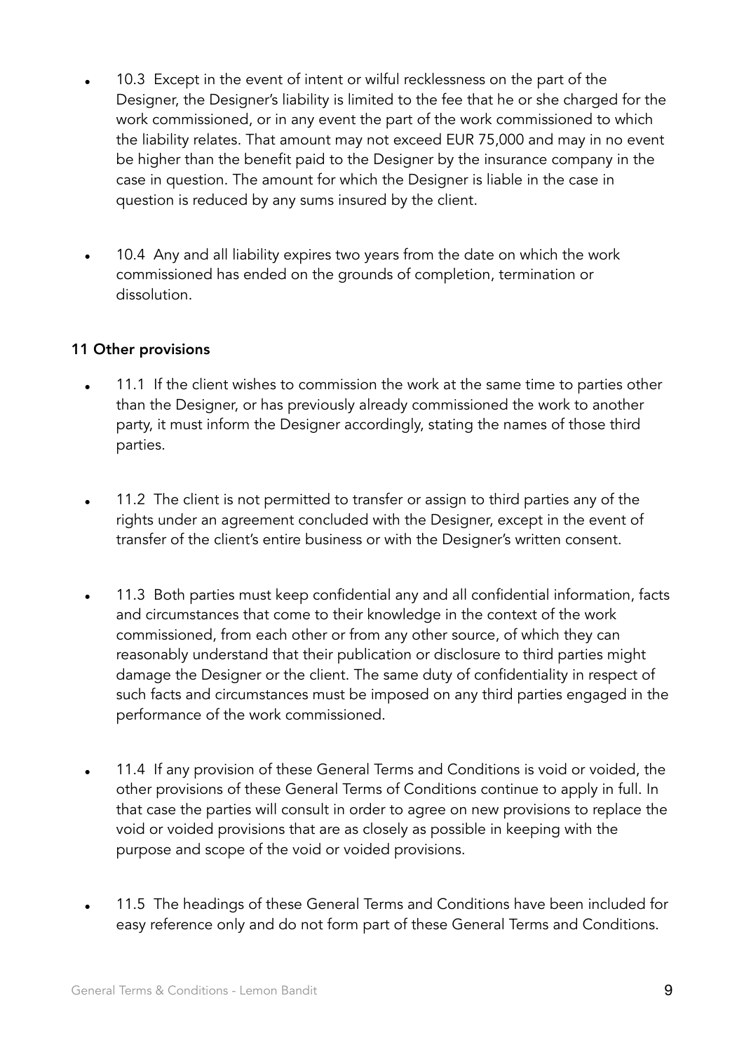- 10.3 Except in the event of intent or wilful recklessness on the part of the Designer, the Designer's liability is limited to the fee that he or she charged for the work commissioned, or in any event the part of the work commissioned to which the liability relates. That amount may not exceed EUR 75,000 and may in no event be higher than the benefit paid to the Designer by the insurance company in the case in question. The amount for which the Designer is liable in the case in question is reduced by any sums insured by the client.

- 10.4 Any and all liability expires two years from the date on which the work commissioned has ended on the grounds of completion, termination or dissolution.

**11 Other provisions**

- 11.1 If the client wishes to commission the work at the same time to parties other than the Designer, or has previously already commissioned the work to another party, it must inform the Designer accordingly, stating the names of those third parties.

- 11.2 The client is not permitted to transfer or assign to third parties any of the rights under an agreement concluded with the Designer, except in the event of transfer of the client's entire business or with the Designer's written consent.

- 11.3 Both parties must keep confidential any and all confidential information, facts and circumstances that come to their knowledge in the context of the work commissioned, from each other or from any other source, of which they can reasonably understand that their publication or disclosure to third parties might damage the Designer or the client. The same duty of confidentiality in respect of such facts and circumstances must be imposed on any third parties engaged in the performance of the work commissioned.

- 11.4 If any provision of these General Terms and Conditions is void or voided, the other provisions of these General Terms of Conditions continue to apply in full. In that case the parties will consult in order to agree on new provisions to replace the void or voided provisions that are as closely as possible in keeping with the purpose and scope of the void or voided provisions.

- 11.5 The headings of these General Terms and Conditions have been included for easy reference only and do not form part of these General Terms and Conditions.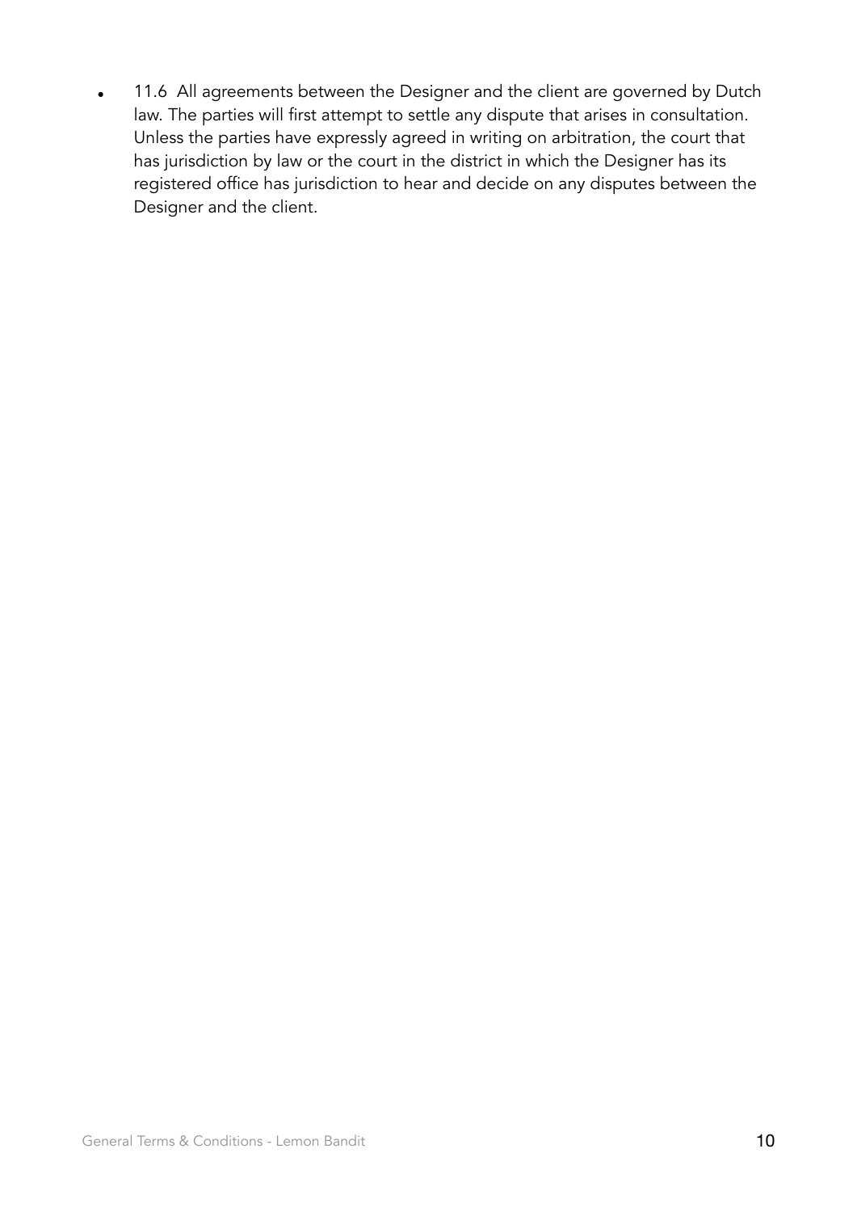- 11.6 All agreements between the Designer and the client are governed by Dutch law. The parties will first attempt to settle any dispute that arises in consultation. Unless the parties have expressly agreed in writing on arbitration, the court that has jurisdiction by law or the court in the district in which the Designer has its registered office has jurisdiction to hear and decide on any disputes between the Designer and the client.